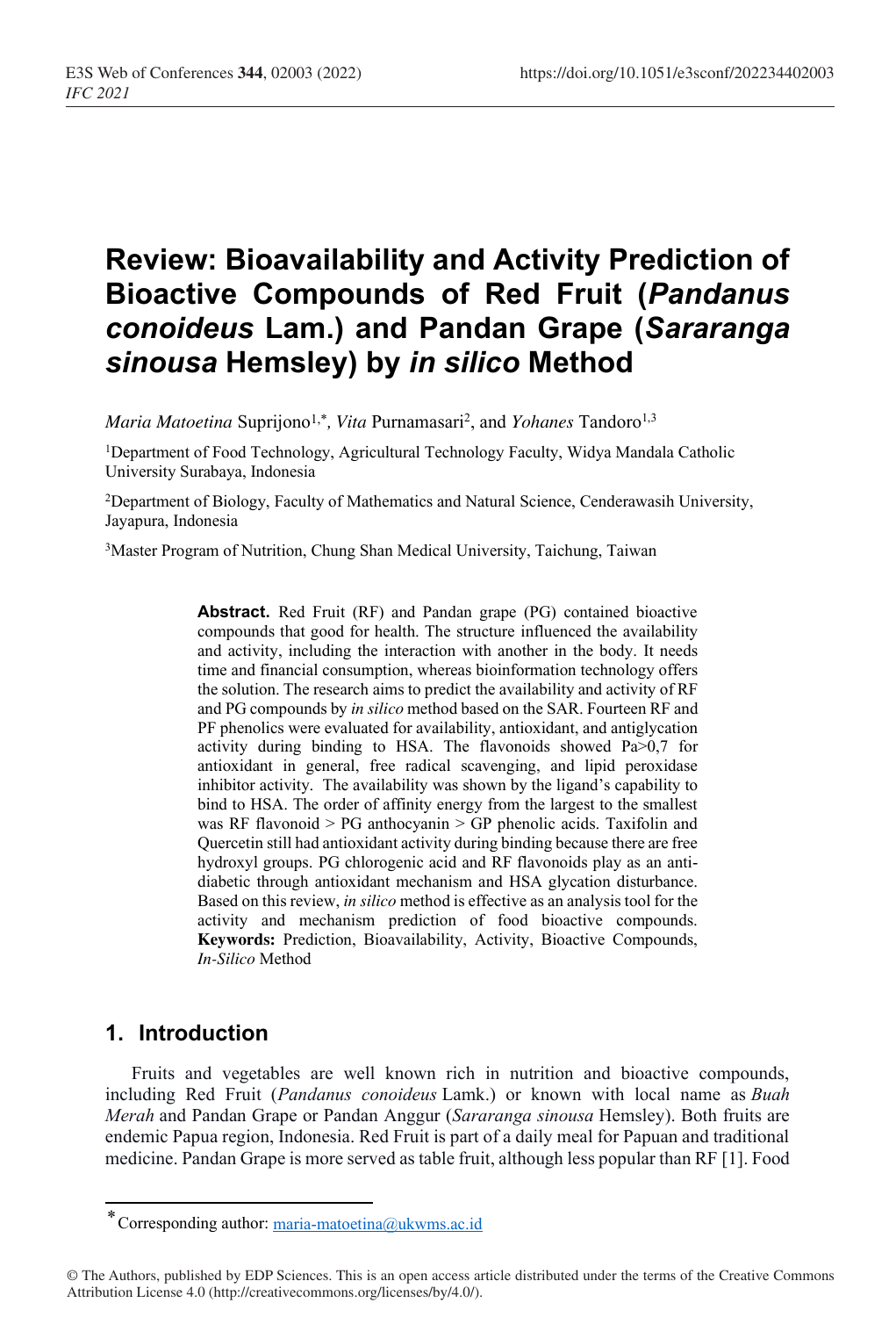# Review: Bioavailability and Activity Prediction of Bioactive Compounds of Red Fruit (*Pandanus conoideus* Lam.) and Pandan Grape (*Sararanga sinousa* Hemsley) by *in silico* Method

*Maria Matoetina* Suprijono[1,*], *Vita* Purnamasari[2], and *Yohanes* Tandoro[1,3]

[1]Department of Food Technology, Agricultural Technology Faculty, Widya Mandala Catholic University Surabaya, Indonesia

[2]Department of Biology, Faculty of Mathematics and Natural Science, Cenderawasih University, Jayapura, Indonesia

[3]Master Program of Nutrition, Chung Shan Medical University, Taichung, Taiwan

**Abstract.** Red Fruit (RF) and Pandan grape (PG) contained bioactive compounds that good for health. The structure influenced the availability and activity, including the interaction with another in the body. It needs time and financial consumption, whereas bioinformation technology offers the solution. The research aims to predict the availability and activity of RF and PG compounds by *in silico* method based on the SAR. Fourteen RF and PF phenolics were evaluated for availability, antioxidant, and antiglycation activity during binding to HSA. The flavonoids showed Pa>0,7 for antioxidant in general, free radical scavenging, and lipid peroxidase inhibitor activity. The availability was shown by the ligand's capability to bind to HSA. The order of affinity energy from the largest to the smallest was RF flavonoid > PG anthocyanin > GP phenolic acids. Taxifolin and Quercetin still had antioxidant activity during binding because there are free hydroxyl groups. PG chlorogenic acid and RF flavonoids play as an anti-diabetic through antioxidant mechanism and HSA glycation disturbance. Based on this review, *in silico* method is effective as an analysis tool for the activity and mechanism prediction of food bioactive compounds.
**Keywords:** Prediction, Bioavailability, Activity, Bioactive Compounds, *In-Silico* Method

## 1. Introduction

Fruits and vegetables are well known rich in nutrition and bioactive compounds, including Red Fruit (*Pandanus conoideus* Lamk.) or known with local name as *Buah Merah* and Pandan Grape or Pandan Anggur (*Sararanga sinousa* Hemsley). Both fruits are endemic Papua region, Indonesia. Red Fruit is part of a daily meal for Papuan and traditional medicine. Pandan Grape is more served as table fruit, although less popular than RF [1]. Food

*Corresponding author: maria-matoetina@ukwms.ac.id

© The Authors, published by EDP Sciences. This is an open access article distributed under the terms of the Creative Commons Attribution License 4.0 (http://creativecommons.org/licenses/by/4.0/).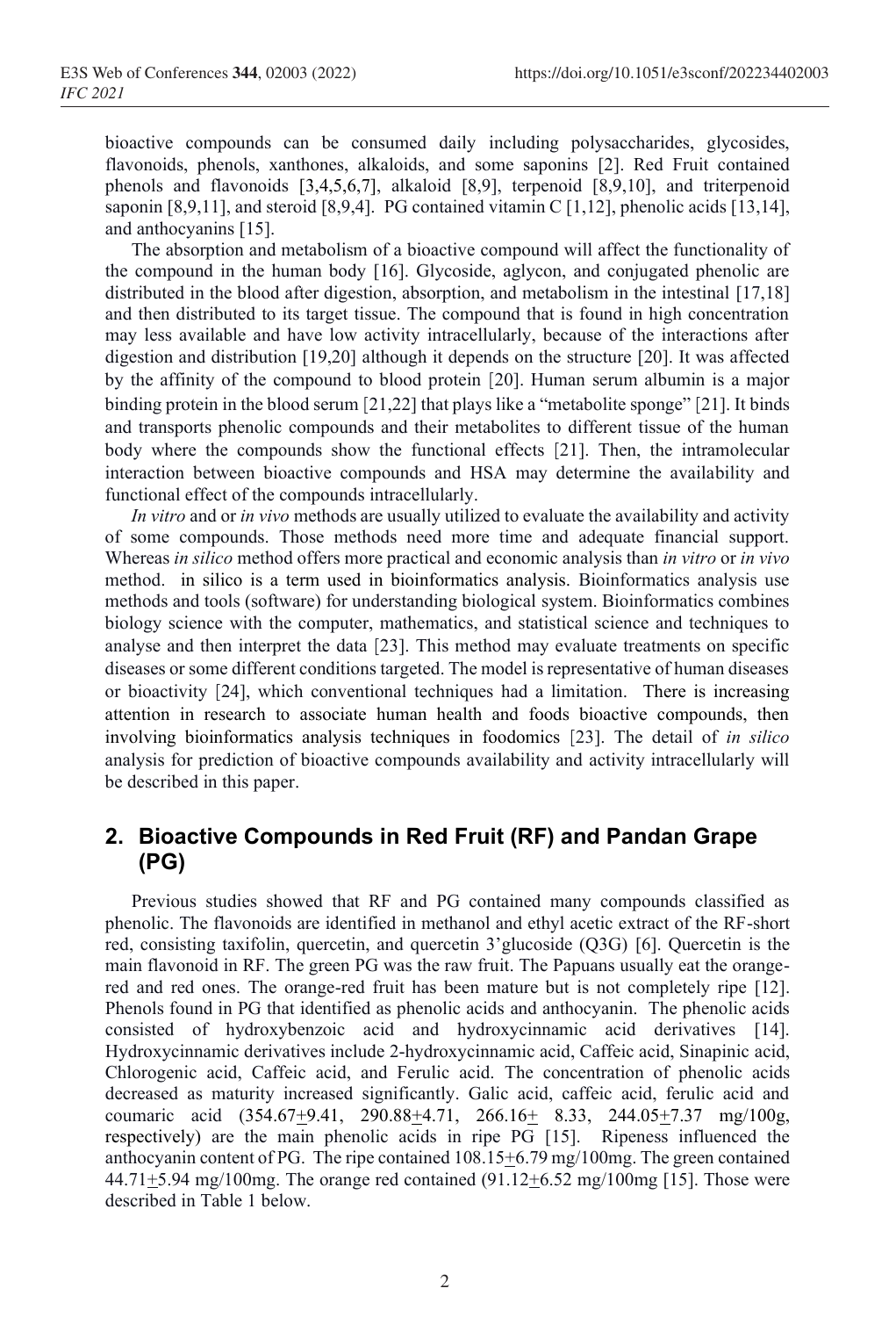bioactive compounds can be consumed daily including polysaccharides, glycosides, flavonoids, phenols, xanthones, alkaloids, and some saponins [2]. Red Fruit contained phenols and flavonoids [3,4,5,6,7], alkaloid [8,9], terpenoid [8,9,10], and triterpenoid saponin [8,9,11], and steroid [8,9,4]. PG contained vitamin C [1,12], phenolic acids [13,14], and anthocyanins [15].

The absorption and metabolism of a bioactive compound will affect the functionality of the compound in the human body [16]. Glycoside, aglycon, and conjugated phenolic are distributed in the blood after digestion, absorption, and metabolism in the intestinal [17,18] and then distributed to its target tissue. The compound that is found in high concentration may less available and have low activity intracellularly, because of the interactions after digestion and distribution [19,20] although it depends on the structure [20]. It was affected by the affinity of the compound to blood protein [20]. Human serum albumin is a major binding protein in the blood serum [21,22] that plays like a "metabolite sponge" [21]. It binds and transports phenolic compounds and their metabolites to different tissue of the human body where the compounds show the functional effects [21]. Then, the intramolecular interaction between bioactive compounds and HSA may determine the availability and functional effect of the compounds intracellularly.

*In vitro* and or *in vivo* methods are usually utilized to evaluate the availability and activity of some compounds. Those methods need more time and adequate financial support. Whereas *in silico* method offers more practical and economic analysis than *in vitro* or *in vivo* method. in silico is a term used in bioinformatics analysis. Bioinformatics analysis use methods and tools (software) for understanding biological system. Bioinformatics combines biology science with the computer, mathematics, and statistical science and techniques to analyse and then interpret the data [23]. This method may evaluate treatments on specific diseases or some different conditions targeted. The model is representative of human diseases or bioactivity [24], which conventional techniques had a limitation. There is increasing attention in research to associate human health and foods bioactive compounds, then involving bioinformatics analysis techniques in foodomics [23]. The detail of *in silico* analysis for prediction of bioactive compounds availability and activity intracellularly will be described in this paper.

## 2. Bioactive Compounds in Red Fruit (RF) and Pandan Grape (PG)

Previous studies showed that RF and PG contained many compounds classified as phenolic. The flavonoids are identified in methanol and ethyl acetic extract of the RF-short red, consisting taxifolin, quercetin, and quercetin 3'glucoside (Q3G) [6]. Quercetin is the main flavonoid in RF. The green PG was the raw fruit. The Papuans usually eat the orange-red and red ones. The orange-red fruit has been mature but is not completely ripe [12]. Phenols found in PG that identified as phenolic acids and anthocyanin. The phenolic acids consisted of hydroxybenzoic acid and hydroxycinnamic acid derivatives [14]. Hydroxycinnamic derivatives include 2-hydroxycinnamic acid, Caffeic acid, Sinapinic acid, Chlorogenic acid, Caffeic acid, and Ferulic acid. The concentration of phenolic acids decreased as maturity increased significantly. Galic acid, caffeic acid, ferulic acid and coumaric acid ($354.67 \pm 9.41$, $290.88 \pm 4.71$, $266.16 \pm 8.33$, $244.05 \pm 7.37$ mg/100g, respectively) are the main phenolic acids in ripe PG [15]. Ripeness influenced the anthocyanin content of PG. The ripe contained $108.15 \pm 6.79$ mg/100mg. The green contained $44.71 \pm 5.94$ mg/100mg. The orange red contained ($91.12 \pm 6.52$ mg/100mg [15]. Those were described in Table 1 below.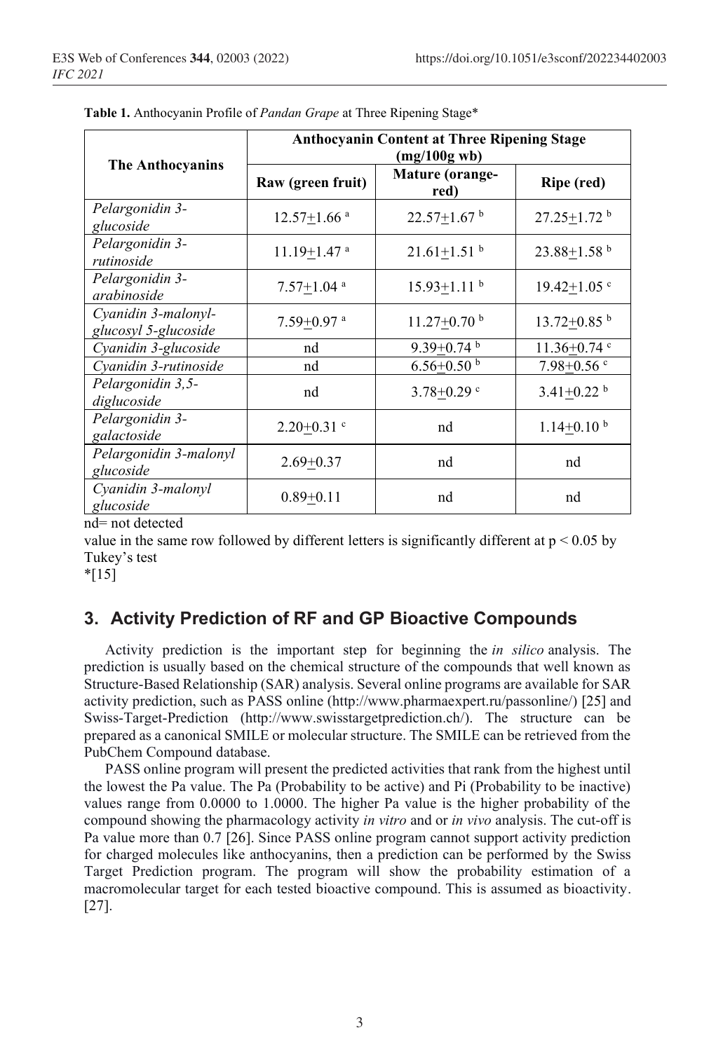**Table 1.** Anthocyanin Profile of *Pandan Grape* at Three Ripening Stage*

| The Anthocyanins | Anthocyanin Content at Three Ripening Stage (mg/100g wb) | | |
|---|---|---|---|
| | Raw (green fruit) | Mature (orange-red) | Ripe (red) |
| *Pelargonidin 3-glucoside* | 12.57±1.66 [a] | 22.57±1.67 [b] | 27.25±1.72 [b] |
| *Pelargonidin 3-rutinoside* | 11.19±1.47 [a] | 21.61±1.51 [b] | 23.88±1.58 [b] |
| *Pelargonidin 3-arabinoside* | 7.57±1.04 [a] | 15.93±1.11 [b] | 19.42±1.05 [c] |
| *Cyanidin 3-malonyl-glucosyl 5-glucoside* | 7.59±0.97 [a] | 11.27±0.70 [b] | 13.72±0.85 [b] |
| *Cyanidin 3-glucoside* | nd | 9.39±0.74 [b] | 11.36±0.74 [c] |
| *Cyanidin 3-rutinoside* | nd | 6.56±0.50 [b] | 7.98±0.56 [c] |
| *Pelargonidin 3,5-diglucoside* | nd | 3.78±0.29 [c] | 3.41±0.22 [b] |
| *Pelargonidin 3-galactoside* | 2.20±0.31 [c] | nd | 1.14±0.10 [b] |
| *Pelargonidin 3-malonyl glucoside* | 2.69±0.37 | nd | nd |
| *Cyanidin 3-malonyl glucoside* | 0.89±0.11 | nd | nd |

nd= not detected

value in the same row followed by different letters is significantly different at $p < 0.05$ by Tukey's test

*[15]

## 3. Activity Prediction of RF and GP Bioactive Compounds

Activity prediction is the important step for beginning the *in silico* analysis. The prediction is usually based on the chemical structure of the compounds that well known as Structure-Based Relationship (SAR) analysis. Several online programs are available for SAR activity prediction, such as PASS online (http://www.pharmaexpert.ru/passonline/) [25] and Swiss-Target-Prediction (http://www.swisstargetprediction.ch/). The structure can be prepared as a canonical SMILE or molecular structure. The SMILE can be retrieved from the PubChem Compound database.

PASS online program will present the predicted activities that rank from the highest until the lowest the Pa value. The Pa (Probability to be active) and Pi (Probability to be inactive) values range from 0.0000 to 1.0000. The higher Pa value is the higher probability of the compound showing the pharmacology activity *in vitro* and or *in vivo* analysis. The cut-off is Pa value more than 0.7 [26]. Since PASS online program cannot support activity prediction for charged molecules like anthocyanins, then a prediction can be performed by the Swiss Target Prediction program. The program will show the probability estimation of a macromolecular target for each tested bioactive compound. This is assumed as bioactivity. [27].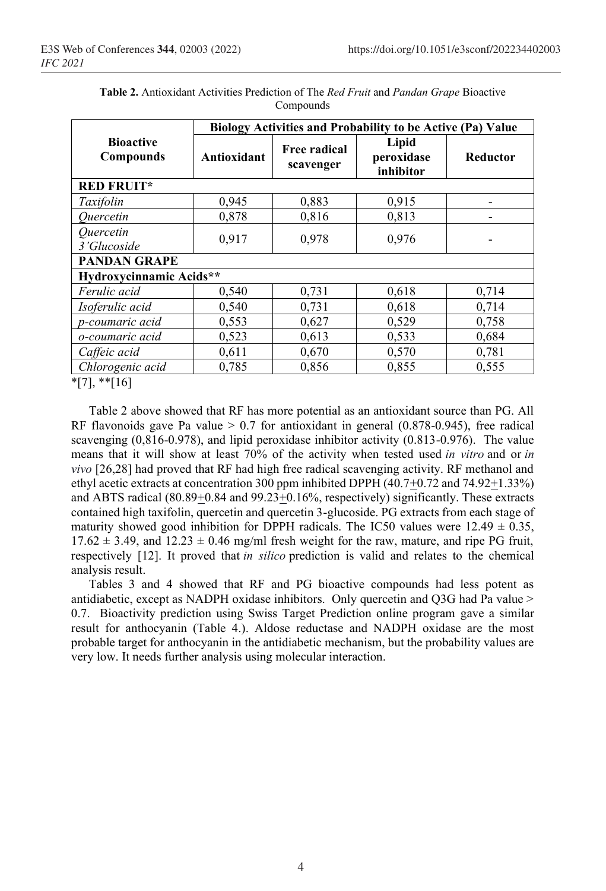**Table 2.** Antioxidant Activities Prediction of The *Red Fruit* and *Pandan Grape* Bioactive Compounds

| Bioactive Compounds | Biology Activities and Probability to be Active (Pa) Value | | | |
|---|---|---|---|---|
| | Antioxidant | Free radical scavenger | Lipid peroxidase inhibitor | Reductor |
| **RED FRUIT*** | | | | |
| *Taxifolin* | 0,945 | 0,883 | 0,915 | - |
| *Quercetin* | 0,878 | 0,816 | 0,813 | - |
| *Quercetin 3'Glucoside* | 0,917 | 0,978 | 0,976 | - |
| **PANDAN GRAPE** | | | | |
| **Hydroxycinnamic Acids**** | | | | |
| *Ferulic acid* | 0,540 | 0,731 | 0,618 | 0,714 |
| *Isoferulic acid* | 0,540 | 0,731 | 0,618 | 0,714 |
| *p-coumaric acid* | 0,553 | 0,627 | 0,529 | 0,758 |
| *o-coumaric acid* | 0,523 | 0,613 | 0,533 | 0,684 |
| *Caffeic acid* | 0,611 | 0,670 | 0,570 | 0,781 |
| *Chlorogenic acid* | 0,785 | 0,856 | 0,855 | 0,555 |

*[7], **[16]

Table 2 above showed that RF has more potential as an antioxidant source than PG. All RF flavonoids gave Pa value > 0.7 for antioxidant in general (0.878-0.945), free radical scavenging (0,816-0.978), and lipid peroxidase inhibitor activity (0.813-0.976). The value means that it will show at least 70% of the activity when tested used *in vitro* and or *in vivo* [26,28] had proved that RF had high free radical scavenging activity. RF methanol and ethyl acetic extracts at concentration 300 ppm inhibited DPPH (40.7$\pm$0.72 and 74.92$\pm$1.33%) and ABTS radical (80.89$\pm$0.84 and 99.23$\pm$0.16%, respectively) significantly. These extracts contained high taxifolin, quercetin and quercetin 3-glucoside. PG extracts from each stage of maturity showed good inhibition for DPPH radicals. The IC50 values were $12.49 \pm 0.35$, $17.62 \pm 3.49$, and $12.23 \pm 0.46$ mg/ml fresh weight for the raw, mature, and ripe PG fruit, respectively [12]. It proved that *in silico* prediction is valid and relates to the chemical analysis result.

Tables 3 and 4 showed that RF and PG bioactive compounds had less potent as antidiabetic, except as NADPH oxidase inhibitors. Only quercetin and Q3G had Pa value > 0.7. Bioactivity prediction using Swiss Target Prediction online program gave a similar result for anthocyanin (Table 4.). Aldose reductase and NADPH oxidase are the most probable target for anthocyanin in the antidiabetic mechanism, but the probability values are very low. It needs further analysis using molecular interaction.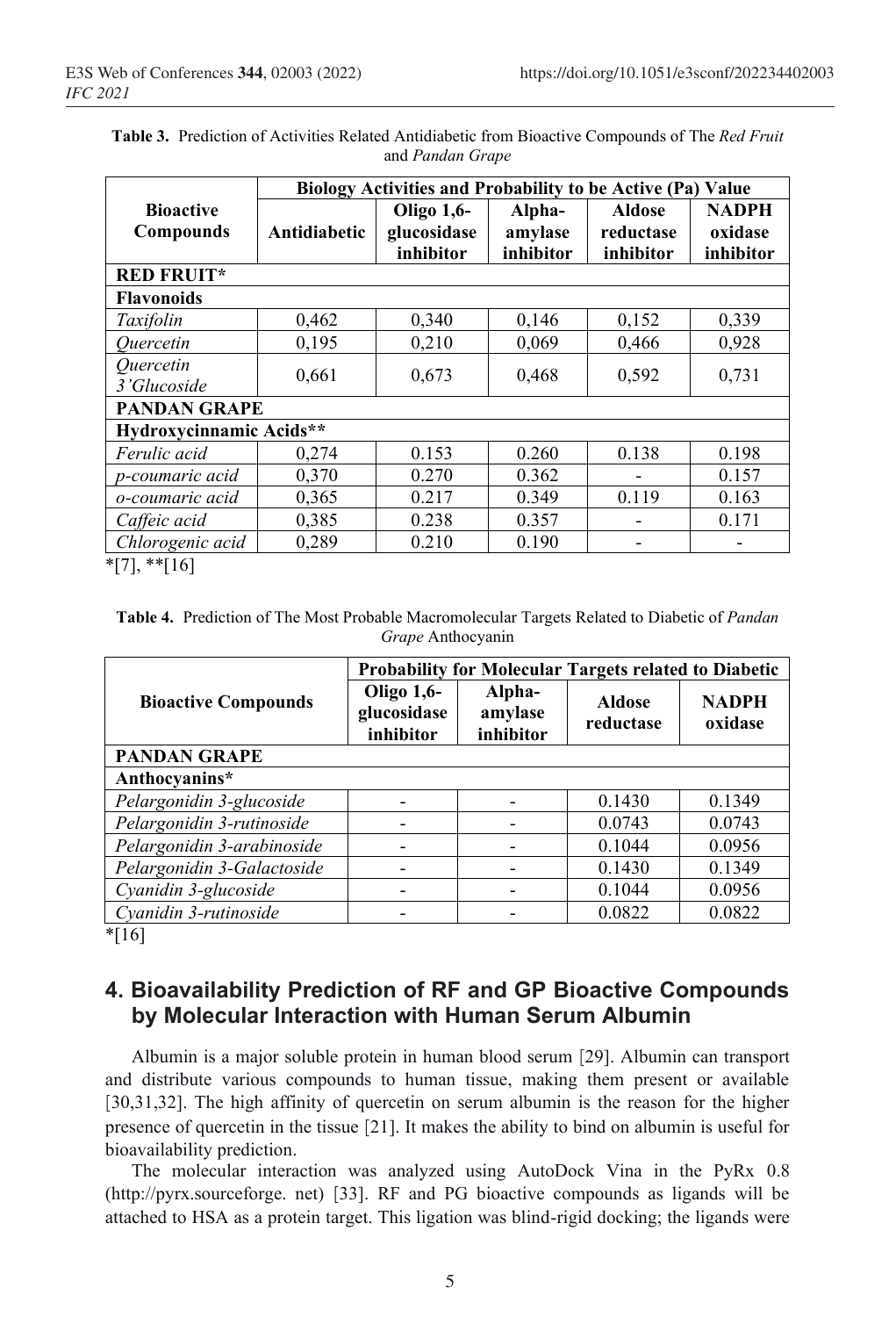**Table 3.** Prediction of Activities Related Antidiabetic from Bioactive Compounds of The *Red Fruit* and *Pandan Grape*

| Bioactive Compounds | Biology Activities and Probability to be Active (Pa) Value | | | | |
|---|---|---|---|---|---|
| | Antidiabetic | Oligo 1,6-glucosidase inhibitor | Alpha-amylase inhibitor | Aldose reductase inhibitor | NADPH oxidase inhibitor |
| **RED FRUIT*** | | | | | |
| **Flavonoids** | | | | | |
| *Taxifolin* | 0,462 | 0,340 | 0,146 | 0,152 | 0,339 |
| *Quercetin* | 0,195 | 0,210 | 0,069 | 0,466 | 0,928 |
| *Quercetin 3'Glucoside* | 0,661 | 0,673 | 0,468 | 0,592 | 0,731 |
| **PANDAN GRAPE** | | | | | |
| **Hydroxycinnamic Acids**** | | | | | |
| *Ferulic acid* | 0,274 | 0.153 | 0.260 | 0.138 | 0.198 |
| *p-coumaric acid* | 0,370 | 0.270 | 0.362 | - | 0.157 |
| *o-coumaric acid* | 0,365 | 0.217 | 0.349 | 0.119 | 0.163 |
| *Caffeic acid* | 0,385 | 0.238 | 0.357 | - | 0.171 |
| *Chlorogenic acid* | 0,289 | 0.210 | 0.190 | - | - |

*[7], **[16]

**Table 4.** Prediction of The Most Probable Macromolecular Targets Related to Diabetic of *Pandan Grape* Anthocyanin

| Bioactive Compounds | Probability for Molecular Targets related to Diabetic | | | |
|---|---|---|---|---|
| | Oligo 1,6-glucosidase inhibitor | Alpha-amylase inhibitor | Aldose reductase | NADPH oxidase |
| **PANDAN GRAPE** | | | | |
| **Anthocyanins*** | | | | |
| *Pelargonidin 3-glucoside* | - | - | 0.1430 | 0.1349 |
| *Pelargonidin 3-rutinoside* | - | - | 0.0743 | 0.0743 |
| *Pelargonidin 3-arabinoside* | - | - | 0.1044 | 0.0956 |
| *Pelargonidin 3-Galactoside* | - | - | 0.1430 | 0.1349 |
| *Cyanidin 3-glucoside* | - | - | 0.1044 | 0.0956 |
| *Cyanidin 3-rutinoside* | - | - | 0.0822 | 0.0822 |

*[16]

## 4. Bioavailability Prediction of RF and GP Bioactive Compounds by Molecular Interaction with Human Serum Albumin

Albumin is a major soluble protein in human blood serum [29]. Albumin can transport and distribute various compounds to human tissue, making them present or available [30,31,32]. The high affinity of quercetin on serum albumin is the reason for the higher presence of quercetin in the tissue [21]. It makes the ability to bind on albumin is useful for bioavailability prediction.

The molecular interaction was analyzed using AutoDock Vina in the PyRx 0.8 (http://pyrx.sourceforge. net) [33]. RF and PG bioactive compounds as ligands will be attached to HSA as a protein target. This ligation was blind-rigid docking; the ligands were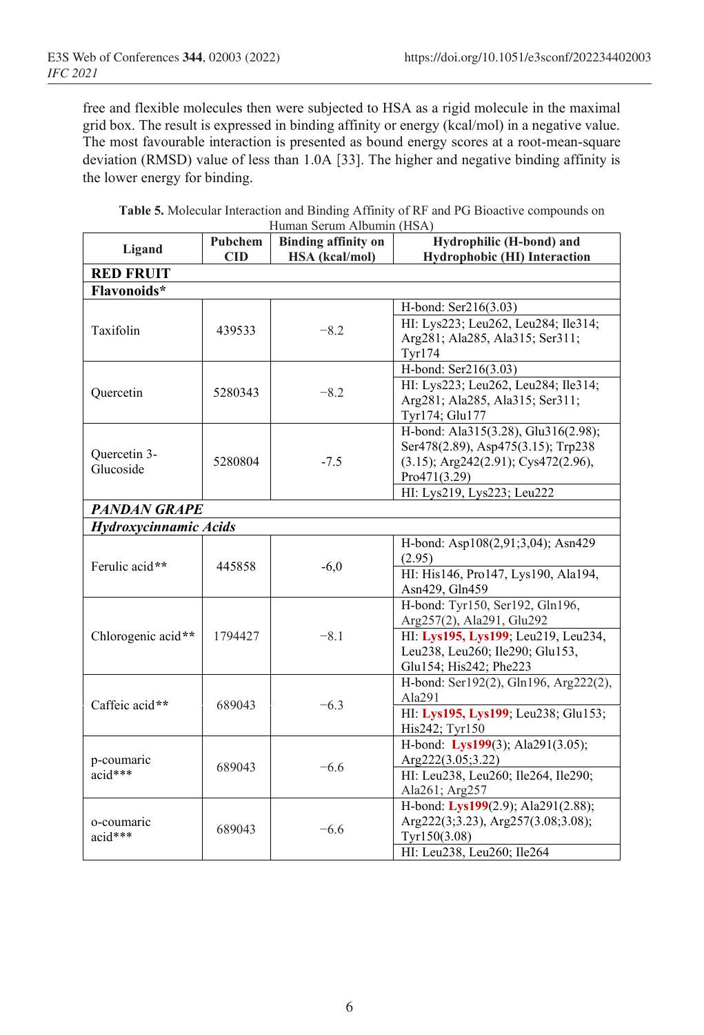free and flexible molecules then were subjected to HSA as a rigid molecule in the maximal grid box. The result is expressed in binding affinity or energy (kcal/mol) in a negative value. The most favourable interaction is presented as bound energy scores at a root-mean-square deviation (RMSD) value of less than 1.0A [33]. The higher and negative binding affinity is the lower energy for binding.

**Table 5.** Molecular Interaction and Binding Affinity of RF and PG Bioactive compounds on Human Serum Albumin (HSA)

| Ligand | Pubchem CID | Binding affinity on HSA (kcal/mol) | Hydrophilic (H-bond) and Hydrophobic (HI) Interaction |
|---|---|---|---|
| **RED FRUIT** | | | |
| **Flavonoids*** | | | |
| Taxifolin | 439533 | −8.2 | H-bond: Ser216(3.03) |
| | | | HI: Lys223; Leu262, Leu284; Ile314; Arg281; Ala285, Ala315; Ser311; Tyr174 |
| Quercetin | 5280343 | −8.2 | H-bond: Ser216(3.03) |
| | | | HI: Lys223; Leu262, Leu284; Ile314; Arg281; Ala285, Ala315; Ser311; Tyr174; Glu177 |
| Quercetin 3-Glucoside | 5280804 | -7.5 | H-bond: Ala315(3.28), Glu316(2.98); Ser478(2.89), Asp475(3.15); Trp238 (3.15); Arg242(2.91); Cys472(2.96), Pro471(3.29) |
| | | | HI: Lys219, Lys223; Leu222 |
| ***PANDAN GRAPE*** | | | |
| ***Hydroxycinnamic Acids*** | | | |
| Ferulic acid** | 445858 | -6,0 | H-bond: Asp108(2,91;3,04); Asn429 (2.95) |
| | | | HI: His146, Pro147, Lys190, Ala194, Asn429, Gln459 |
| Chlorogenic acid** | 1794427 | −8.1 | H-bond: Tyr150, Ser192, Gln196, Arg257(2), Ala291, Glu292 |
| | | | HI: **Lys195, Lys199**; Leu219, Leu234, Leu238, Leu260; Ile290; Glu153, Glu154; His242; Phe223 |
| Caffeic acid** | 689043 | −6.3 | H-bond: Ser192(2), Gln196, Arg222(2), Ala291 |
| | | | HI: **Lys195, Lys199**; Leu238; Glu153; His242; Tyr150 |
| p-coumaric acid*** | 689043 | −6.6 | H-bond: **Lys199**(3); Ala291(3.05); Arg222(3.05;3.22) |
| | | | HI: Leu238, Leu260; Ile264, Ile290; Ala261; Arg257 |
| o-coumaric acid*** | 689043 | −6.6 | H-bond: **Lys199**(2.9); Ala291(2.88); Arg222(3;3.23), Arg257(3.08;3.08); Tyr150(3.08) |
| | | | HI: Leu238, Leu260; Ile264 |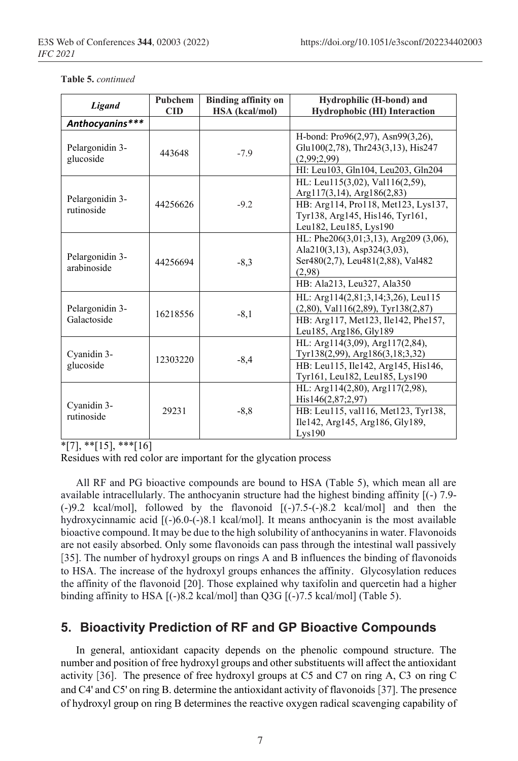**Table 5.** *continued*

| *Ligand* | Pubchem CID | Binding affinity on HSA (kcal/mol) | Hydrophilic (H-bond) and Hydrophobic (HI) Interaction |
|---|---|---|---|
| ***Anthocyanins**** | | | |
| Pelargonidin 3-glucoside | 443648 | -7.9 | H-bond: Pro96(2,97), Asn99(3,26), Glu100(2,78), Thr243(3,13), His247 (2,99;2,99) |
| | | | HI: Leu103, Gln104, Leu203, Gln204 |
| Pelargonidin 3-rutinoside | 44256626 | -9.2 | HL: Leu115(3,02), Val116(2,59), Arg117(3,14), Arg186(2,83) |
| | | | HB: Arg114, Pro118, Met123, Lys137, Tyr138, Arg145, His146, Tyr161, Leu182, Leu185, Lys190 |
| Pelargonidin 3-arabinoside | 44256694 | -8,3 | HL: Phe206(3,01;3,13), Arg209 (3,06), Ala210(3,13), Asp324(3,03), Ser480(2,7), Leu481(2,88), Val482 (2,98) |
| | | | HB: Ala213, Leu327, Ala350 |
| Pelargonidin 3-Galactoside | 16218556 | -8,1 | HL: Arg114(2,81;3,14;3,26), Leu115 (2,80), Val116(2,89), Tyr138(2,87) |
| | | | HB: Arg117, Met123, Ile142, Phe157, Leu185, Arg186, Gly189 |
| Cyanidin 3-glucoside | 12303220 | -8,4 | HL: Arg114(3,09), Arg117(2,84), Tyr138(2,99), Arg186(3,18;3,32) |
| | | | HB: Leu115, Ile142, Arg145, His146, Tyr161, Leu182, Leu185, Lys190 |
| Cyanidin 3-rutinoside | 29231 | -8,8 | HL: Arg114(2,80), Arg117(2,98), His146(2,87;2,97) |
| | | | HB: Leu115, val116, Met123, Tyr138, Ile142, Arg145, Arg186, Gly189, Lys190 |

*[7], **[15], ***[16]

Residues with red color are important for the glycation process

All RF and PG bioactive compounds are bound to HSA (Table 5), which mean all are available intracellularly. The anthocyanin structure had the highest binding affinity [(-) 7.9-(-)9.2 kcal/mol], followed by the flavonoid [(-)7.5-(-)8.2 kcal/mol] and then the hydroxycinnamic acid [(-)6.0-(-)8.1 kcal/mol]. It means anthocyanin is the most available bioactive compound. It may be due to the high solubility of anthocyanins in water. Flavonoids are not easily absorbed. Only some flavonoids can pass through the intestinal wall passively [35]. The number of hydroxyl groups on rings A and B influences the binding of flavonoids to HSA. The increase of the hydroxyl groups enhances the affinity. Glycosylation reduces the affinity of the flavonoid [20]. Those explained why taxifolin and quercetin had a higher binding affinity to HSA [(-)8.2 kcal/mol] than Q3G [(-)7.5 kcal/mol] (Table 5).

## 5. Bioactivity Prediction of RF and GP Bioactive Compounds

In general, antioxidant capacity depends on the phenolic compound structure. The number and position of free hydroxyl groups and other substituents will affect the antioxidant activity [36]. The presence of free hydroxyl groups at C5 and C7 on ring A, C3 on ring C and C4' and C5' on ring B. determine the antioxidant activity of flavonoids [37]. The presence of hydroxyl group on ring B determines the reactive oxygen radical scavenging capability of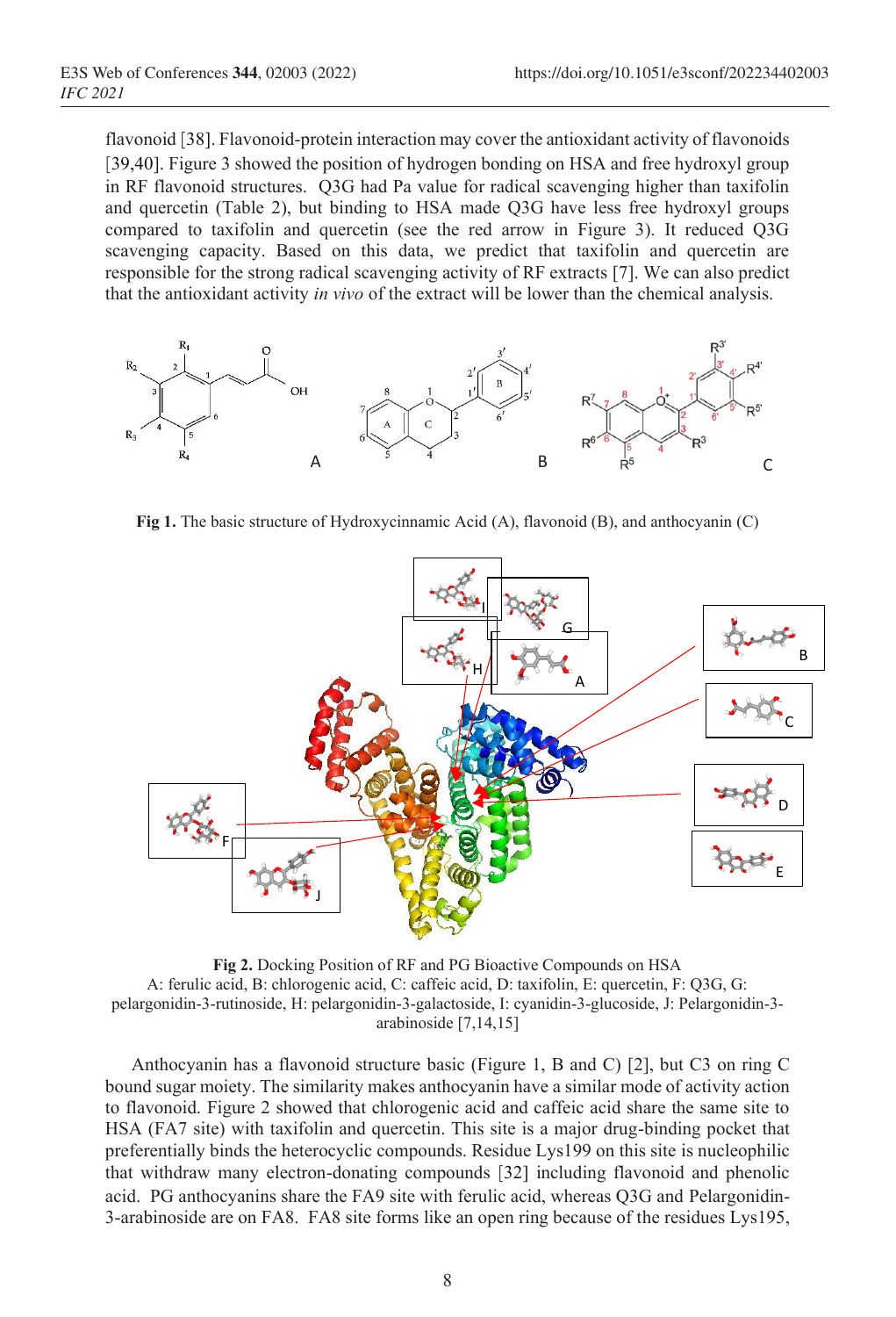flavonoid [38]. Flavonoid-protein interaction may cover the antioxidant activity of flavonoids [39,40]. Figure 3 showed the position of hydrogen bonding on HSA and free hydroxyl group in RF flavonoid structures. Q3G had Pa value for radical scavenging higher than taxifolin and quercetin (Table 2), but binding to HSA made Q3G have less free hydroxyl groups compared to taxifolin and quercetin (see the red arrow in Figure 3). It reduced Q3G scavenging capacity. Based on this data, we predict that taxifolin and quercetin are responsible for the strong radical scavenging activity of RF extracts [7]. We can also predict that the antioxidant activity *in vivo* of the extract will be lower than the chemical analysis.

**Fig 1.** The basic structure of Hydroxycinnamic Acid (A), flavonoid (B), and anthocyanin (C)

**Fig 2.** Docking Position of RF and PG Bioactive Compounds on HSA
A: ferulic acid, B: chlorogenic acid, C: caffeic acid, D: taxifolin, E: quercetin, F: Q3G, G: pelargonidin-3-rutinoside, H: pelargonidin-3-galactoside, I: cyanidin-3-glucoside, J: Pelargonidin-3-arabinoside [7,14,15]

Anthocyanin has a flavonoid structure basic (Figure 1, B and C) [2], but C3 on ring C bound sugar moiety. The similarity makes anthocyanin have a similar mode of activity action to flavonoid. Figure 2 showed that chlorogenic acid and caffeic acid share the same site to HSA (FA7 site) with taxifolin and quercetin. This site is a major drug-binding pocket that preferentially binds the heterocyclic compounds. Residue Lys199 on this site is nucleophilic that withdraw many electron-donating compounds [32] including flavonoid and phenolic acid. PG anthocyanins share the FA9 site with ferulic acid, whereas Q3G and Pelargonidin-3-arabinoside are on FA8. FA8 site forms like an open ring because of the residues Lys195,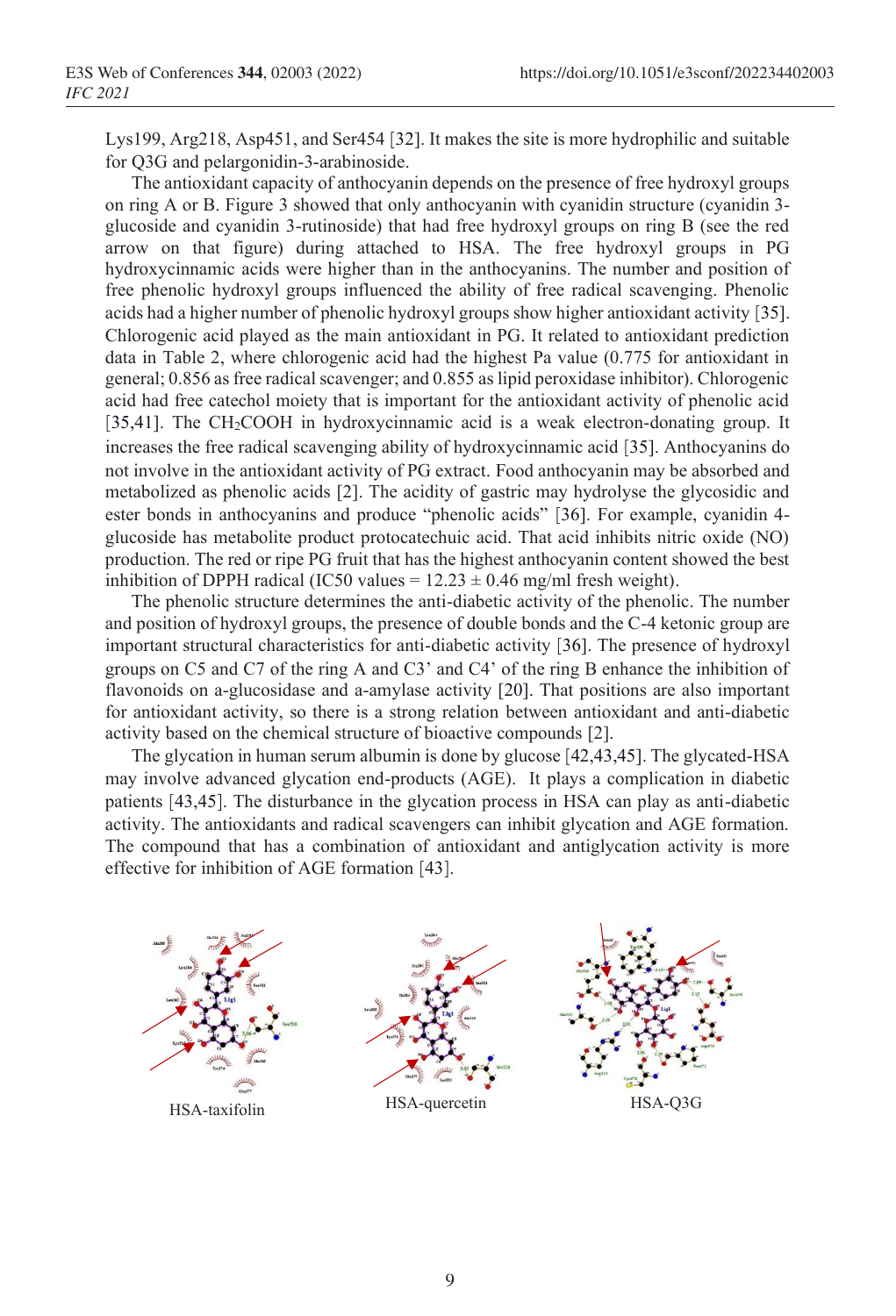Lys199, Arg218, Asp451, and Ser454 [32]. It makes the site is more hydrophilic and suitable for Q3G and pelargonidin-3-arabinoside.

The antioxidant capacity of anthocyanin depends on the presence of free hydroxyl groups on ring A or B. Figure 3 showed that only anthocyanin with cyanidin structure (cyanidin 3-glucoside and cyanidin 3-rutinoside) that had free hydroxyl groups on ring B (see the red arrow on that figure) during attached to HSA. The free hydroxyl groups in PG hydroxycinnamic acids were higher than in the anthocyanins. The number and position of free phenolic hydroxyl groups influenced the ability of free radical scavenging. Phenolic acids had a higher number of phenolic hydroxyl groups show higher antioxidant activity [35]. Chlorogenic acid played as the main antioxidant in PG. It related to antioxidant prediction data in Table 2, where chlorogenic acid had the highest Pa value (0.775 for antioxidant in general; 0.856 as free radical scavenger; and 0.855 as lipid peroxidase inhibitor). Chlorogenic acid had free catechol moiety that is important for the antioxidant activity of phenolic acid [35,41]. The $CH_2COOH$ in hydroxycinnamic acid is a weak electron-donating group. It increases the free radical scavenging ability of hydroxycinnamic acid [35]. Anthocyanins do not involve in the antioxidant activity of PG extract. Food anthocyanin may be absorbed and metabolized as phenolic acids [2]. The acidity of gastric may hydrolyse the glycosidic and ester bonds in anthocyanins and produce "phenolic acids" [36]. For example, cyanidin 4-glucoside has metabolite product protocatechuic acid. That acid inhibits nitric oxide (NO) production. The red or ripe PG fruit that has the highest anthocyanin content showed the best inhibition of DPPH radical (IC50 values = $12.23 \pm 0.46$ mg/ml fresh weight).

The phenolic structure determines the anti-diabetic activity of the phenolic. The number and position of hydroxyl groups, the presence of double bonds and the C-4 ketonic group are important structural characteristics for anti-diabetic activity [36]. The presence of hydroxyl groups on C5 and C7 of the ring A and C3' and C4' of the ring B enhance the inhibition of flavonoids on a-glucosidase and a-amylase activity [20]. That positions are also important for antioxidant activity, so there is a strong relation between antioxidant and anti-diabetic activity based on the chemical structure of bioactive compounds [2].

The glycation in human serum albumin is done by glucose [42,43,45]. The glycated-HSA may involve advanced glycation end-products (AGE). It plays a complication in diabetic patients [43,45]. The disturbance in the glycation process in HSA can play as anti-diabetic activity. The antioxidants and radical scavengers can inhibit glycation and AGE formation. The compound that has a combination of antioxidant and antiglycation activity is more effective for inhibition of AGE formation [43].

HSA-taxifolin HSA-quercetin HSA-Q3G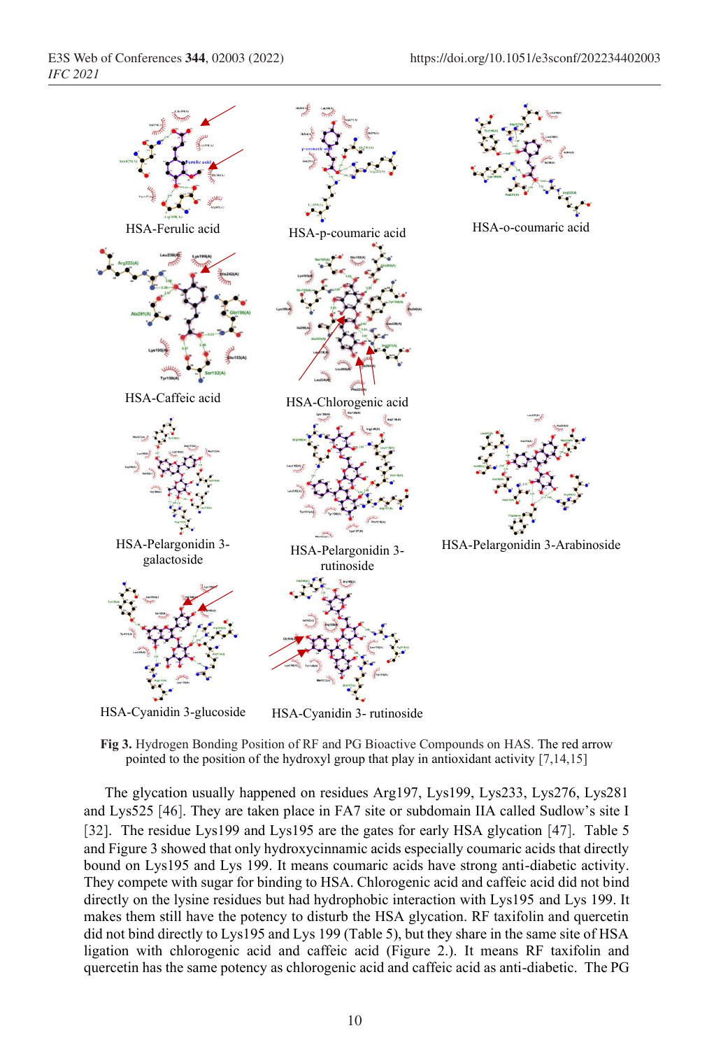HSA-Ferulic acid

HSA-p-coumaric acid

HSA-o-coumaric acid

HSA-Caffeic acid

HSA-Chlorogenic acid

HSA-Pelargonidin 3-galactoside

HSA-Pelargonidin 3-rutinoside

HSA-Pelargonidin 3-Arabinoside

HSA-Cyanidin 3-glucoside

HSA-Cyanidin 3- rutinoside

**Fig 3.** Hydrogen Bonding Position of RF and PG Bioactive Compounds on HAS. The red arrow pointed to the position of the hydroxyl group that play in antioxidant activity [7,14,15]

The glycation usually happened on residues Arg197, Lys199, Lys233, Lys276, Lys281 and Lys525 [46]. They are taken place in FA7 site or subdomain IIA called Sudlow's site I [32]. The residue Lys199 and Lys195 are the gates for early HSA glycation [47]. Table 5 and Figure 3 showed that only hydroxycinnamic acids especially coumaric acids that directly bound on Lys195 and Lys 199. It means coumaric acids have strong anti-diabetic activity. They compete with sugar for binding to HSA. Chlorogenic acid and caffeic acid did not bind directly on the lysine residues but had hydrophobic interaction with Lys195 and Lys 199. It makes them still have the potency to disturb the HSA glycation. RF taxifolin and quercetin did not bind directly to Lys195 and Lys 199 (Table 5), but they share in the same site of HSA ligation with chlorogenic acid and caffeic acid (Figure 2.). It means RF taxifolin and quercetin has the same potency as chlorogenic acid and caffeic acid as anti-diabetic. The PG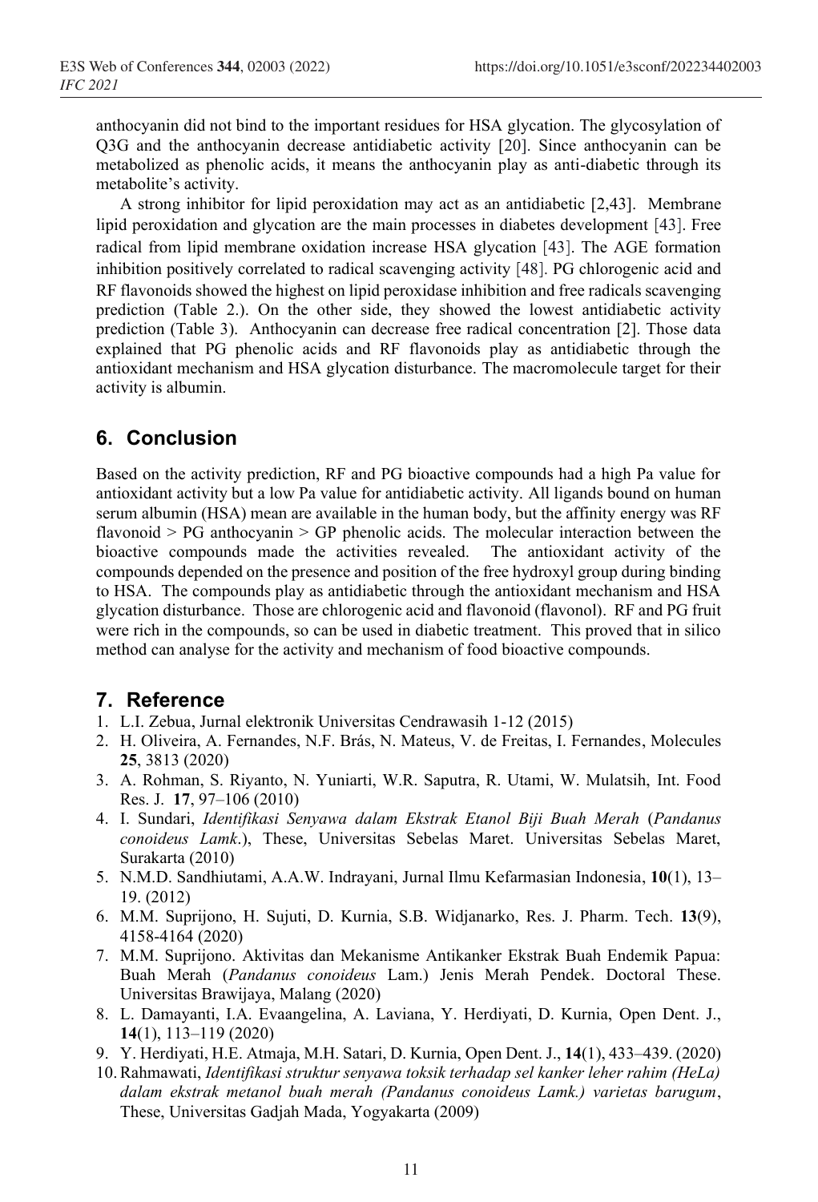anthocyanin did not bind to the important residues for HSA glycation. The glycosylation of Q3G and the anthocyanin decrease antidiabetic activity [20]. Since anthocyanin can be metabolized as phenolic acids, it means the anthocyanin play as anti-diabetic through its metabolite's activity.

A strong inhibitor for lipid peroxidation may act as an antidiabetic [2,43]. Membrane lipid peroxidation and glycation are the main processes in diabetes development [43]. Free radical from lipid membrane oxidation increase HSA glycation [43]. The AGE formation inhibition positively correlated to radical scavenging activity [48]. PG chlorogenic acid and RF flavonoids showed the highest on lipid peroxidase inhibition and free radicals scavenging prediction (Table 2.). On the other side, they showed the lowest antidiabetic activity prediction (Table 3). Anthocyanin can decrease free radical concentration [2]. Those data explained that PG phenolic acids and RF flavonoids play as antidiabetic through the antioxidant mechanism and HSA glycation disturbance. The macromolecule target for their activity is albumin.

## 6. Conclusion

Based on the activity prediction, RF and PG bioactive compounds had a high Pa value for antioxidant activity but a low Pa value for antidiabetic activity. All ligands bound on human serum albumin (HSA) mean are available in the human body, but the affinity energy was RF flavonoid > PG anthocyanin > GP phenolic acids. The molecular interaction between the bioactive compounds made the activities revealed. The antioxidant activity of the compounds depended on the presence and position of the free hydroxyl group during binding to HSA. The compounds play as antidiabetic through the antioxidant mechanism and HSA glycation disturbance. Those are chlorogenic acid and flavonoid (flavonol). RF and PG fruit were rich in the compounds, so can be used in diabetic treatment. This proved that in silico method can analyse for the activity and mechanism of food bioactive compounds.

## 7. Reference

1. L.I. Zebua, Jurnal elektronik Universitas Cendrawasih 1-12 (2015)
2. H. Oliveira, A. Fernandes, N.F. Brás, N. Mateus, V. de Freitas, I. Fernandes, Molecules **25**, 3813 (2020)
3. A. Rohman, S. Riyanto, N. Yuniarti, W.R. Saputra, R. Utami, W. Mulatsih, Int. Food Res. J. **17**, 97–106 (2010)
4. I. Sundari, *Identifikasi Senyawa dalam Ekstrak Etanol Biji Buah Merah* (*Pandanus conoideus Lamk*.), These, Universitas Sebelas Maret. Universitas Sebelas Maret, Surakarta (2010)
5. N.M.D. Sandhiutami, A.A.W. Indrayani, Jurnal Ilmu Kefarmasian Indonesia, **10**(1), 13–19. (2012)
6. M.M. Suprijono, H. Sujuti, D. Kurnia, S.B. Widjanarko, Res. J. Pharm. Tech. **13**(9), 4158-4164 (2020)
7. M.M. Suprijono. Aktivitas dan Mekanisme Antikanker Ekstrak Buah Endemik Papua: Buah Merah (*Pandanus conoideus* Lam.) Jenis Merah Pendek. Doctoral These. Universitas Brawijaya, Malang (2020)
8. L. Damayanti, I.A. Evaangelina, A. Laviana, Y. Herdiyati, D. Kurnia, Open Dent. J., **14**(1), 113–119 (2020)
9. Y. Herdiyati, H.E. Atmaja, M.H. Satari, D. Kurnia, Open Dent. J., **14**(1), 433–439. (2020)
10. Rahmawati, *Identifikasi struktur senyawa toksik terhadap sel kanker leher rahim (HeLa) dalam ekstrak metanol buah merah (Pandanus conoideus Lamk.) varietas barugum*, These, Universitas Gadjah Mada, Yogyakarta (2009)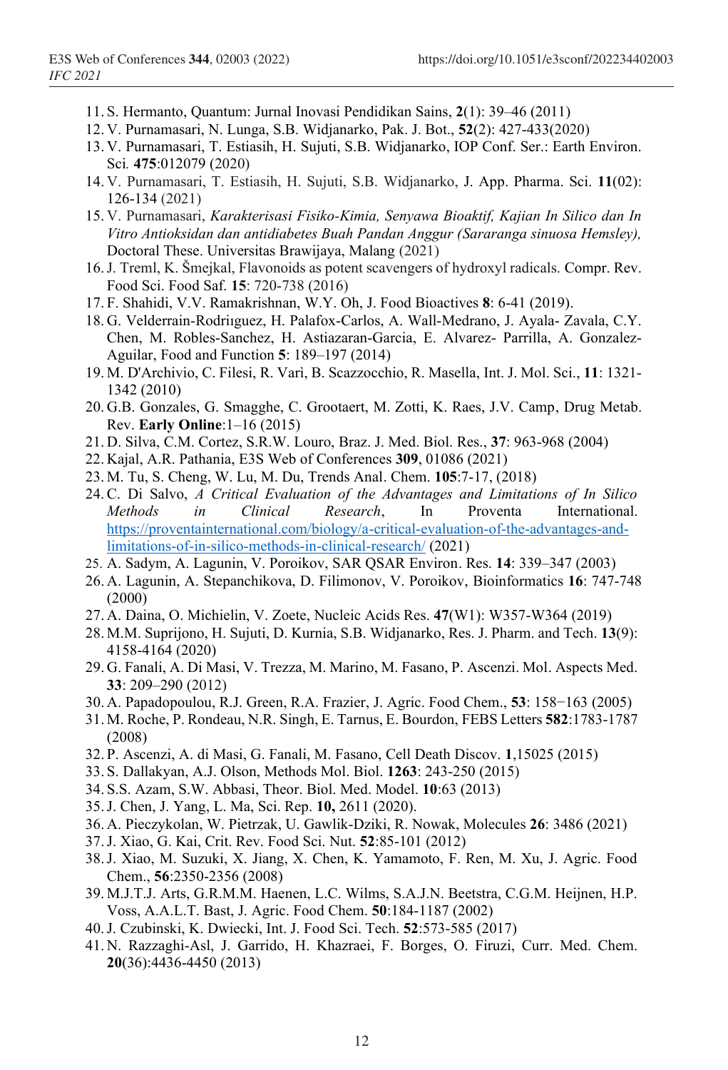11. S. Hermanto, Quantum: Jurnal Inovasi Pendidikan Sains, **2**(1): 39–46 (2011)
12. V. Purnamasari, N. Lunga, S.B. Widjanarko, Pak. J. Bot., **52**(2): 427-433(2020)
13. V. Purnamasari, T. Estiasih, H. Sujuti, S.B. Widjanarko, IOP Conf. Ser.: Earth Environ. Sci. **475**:012079 (2020)
14. V. Purnamasari, T. Estiasih, H. Sujuti, S.B. Widjanarko, J. App. Pharma. Sci. **11**(02): 126-134 (2021)
15. V. Purnamasari, *Karakterisasi Fisiko-Kimia, Senyawa Bioaktif, Kajian In Silico dan In Vitro Antioksidan dan antidiabetes Buah Pandan Anggur (Sararanga sinuosa Hemsley),* Doctoral These. Universitas Brawijaya, Malang (2021)
16. J. Treml, K. Šmejkal, Flavonoids as potent scavengers of hydroxyl radicals. Compr. Rev. Food Sci. Food Saf. **15**: 720-738 (2016)
17. F. Shahidi, V.V. Ramakrishnan, W.Y. Oh, J. Food Bioactives **8**: 6-41 (2019).
18. G. Velderrain-Rodrıguez, H. Palafox-Carlos, A. Wall-Medrano, J. Ayala- Zavala, C.Y. Chen, M. Robles-Sanchez, H. Astiazaran-Garcia, E. Alvarez- Parrilla, A. Gonzalez-Aguilar, Food and Function **5**: 189–197 (2014)
19. M. D'Archivio, C. Filesi, R. Varì, B. Scazzocchio, R. Masella, Int. J. Mol. Sci., **11**: 1321-1342 (2010)
20. G.B. Gonzales, G. Smagghe, C. Grootaert, M. Zotti, K. Raes, J.V. Camp, Drug Metab. Rev. **Early Online**:1–16 (2015)
21. D. Silva, C.M. Cortez, S.R.W. Louro, Braz. J. Med. Biol. Res., **37**: 963-968 (2004)
22. Kajal, A.R. Pathania, E3S Web of Conferences **309**, 01086 (2021)
23. M. Tu, S. Cheng, W. Lu, M. Du, Trends Anal. Chem. **105**:7-17, (2018)
24. C. Di Salvo, *A Critical Evaluation of the Advantages and Limitations of In Silico Methods in Clinical Research*, In Proventa International. https://proventainternational.com/biology/a-critical-evaluation-of-the-advantages-and-limitations-of-in-silico-methods-in-clinical-research/ (2021)
25. A. Sadym, A. Lagunin, V. Poroikov, SAR QSAR Environ. Res. **14**: 339–347 (2003)
26. A. Lagunin, A. Stepanchikova, D. Filimonov, V. Poroikov, Bioinformatics **16**: 747-748 (2000)
27. A. Daina, O. Michielin, V. Zoete, Nucleic Acids Res. **47**(W1): W357-W364 (2019)
28. M.M. Suprijono, H. Sujuti, D. Kurnia, S.B. Widjanarko, Res. J. Pharm. and Tech. **13**(9): 4158-4164 (2020)
29. G. Fanali, A. Di Masi, V. Trezza, M. Marino, M. Fasano, P. Ascenzi. Mol. Aspects Med. **33**: 209–290 (2012)
30. A. Papadopoulou, R.J. Green, R.A. Frazier, J. Agric. Food Chem., **53**: 158−163 (2005)
31. M. Roche, P. Rondeau, N.R. Singh, E. Tarnus, E. Bourdon, FEBS Letters **582**:1783-1787 (2008)
32. P. Ascenzi, A. di Masi, G. Fanali, M. Fasano, Cell Death Discov. **1**,15025 (2015)
33. S. Dallakyan, A.J. Olson, Methods Mol. Biol. **1263**: 243-250 (2015)
34. S.S. Azam, S.W. Abbasi, Theor. Biol. Med. Model. **10**:63 (2013)
35. J. Chen, J. Yang, L. Ma, Sci. Rep. **10,** 2611 (2020).
36. A. Pieczykolan, W. Pietrzak, U. Gawlik-Dziki, R. Nowak, Molecules **26**: 3486 (2021)
37. J. Xiao, G. Kai, Crit. Rev. Food Sci. Nut. **52**:85-101 (2012)
38. J. Xiao, M. Suzuki, X. Jiang, X. Chen, K. Yamamoto, F. Ren, M. Xu, J. Agric. Food Chem., **56**:2350-2356 (2008)
39. M.J.T.J. Arts, G.R.M.M. Haenen, L.C. Wilms, S.A.J.N. Beetstra, C.G.M. Heijnen, H.P. Voss, A.A.L.T. Bast, J. Agric. Food Chem. **50**:184-1187 (2002)
40. J. Czubinski, K. Dwiecki, Int. J. Food Sci. Tech. **52**:573-585 (2017)
41. N. Razzaghi-Asl, J. Garrido, H. Khazraei, F. Borges, O. Firuzi, Curr. Med. Chem. **20**(36):4436-4450 (2013)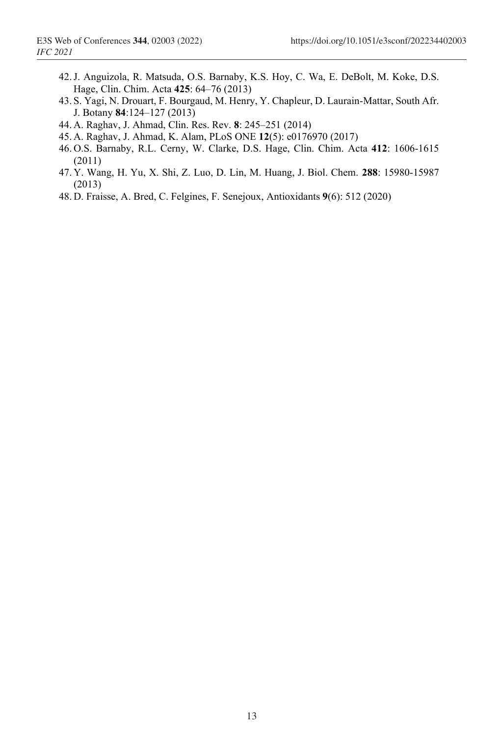42. J. Anguizola, R. Matsuda, O.S. Barnaby, K.S. Hoy, C. Wa, E. DeBolt, M. Koke, D.S. Hage, Clin. Chim. Acta **425**: 64–76 (2013)
43. S. Yagi, N. Drouart, F. Bourgaud, M. Henry, Y. Chapleur, D. Laurain-Mattar, South Afr. J. Botany **84**:124–127 (2013)
44. A. Raghav, J. Ahmad, Clin. Res. Rev. **8**: 245–251 (2014)
45. A. Raghav, J. Ahmad, K. Alam, PLoS ONE **12**(5): e0176970 (2017)
46. O.S. Barnaby, R.L. Cerny, W. Clarke, D.S. Hage, Clin. Chim. Acta **412**: 1606-1615 (2011)
47. Y. Wang, H. Yu, X. Shi, Z. Luo, D. Lin, M. Huang, J. Biol. Chem. **288**: 15980-15987 (2013)
48. D. Fraisse, A. Bred, C. Felgines, F. Senejoux, Antioxidants **9**(6): 512 (2020)